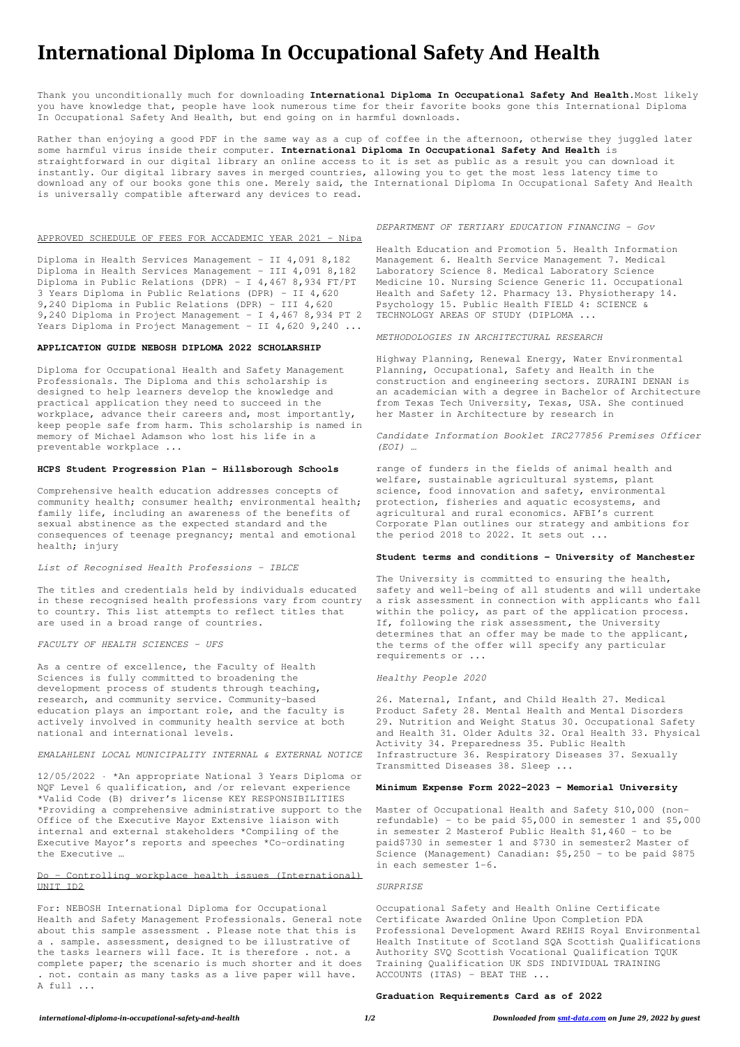# International Diploma In Occupational Safety And Health

Thank you unconditionally much for downloading **International Diploma In Occupational Safety And Health**.Most likely you have knowledge that, people have look numerous time for their favorite books gone this International Diploma In Occupational Safety And Health, but end going on in harmful downloads.

Rather than enjoying a good PDF in the same way as a cup of coffee in the afternoon, otherwise they juggled later some harmful virus inside their computer. **International Diploma In Occupational Safety And Health** is straightforward in our digital library an online access to it is set as public as a result you can download it instantly. Our digital library saves in merged countries, allowing you to get the most less latency time to download any of our books gone this one. Merely said, the International Diploma In Occupational Safety And Health is universally compatible afterward any devices to read.

APPROVED SCHEDULE OF FEES FOR ACCADEMIC YEAR 2021 - Nipa

Diploma in Health Services Management - II 4,091 8,182 Diploma in Health Services Management - III 4,091 8,182 Diploma in Public Relations (DPR) - I 4,467 8,934 FT/PT 3 Years Diploma in Public Relations (DPR) - II 4,620 9,240 Diploma in Public Relations (DPR) - III 4,620 9,240 Diploma in Project Management - I 4,467 8,934 PT 2 Years Diploma in Project Management - II 4,620 9,240 ...

**APPLICATION GUIDE NEBOSH DIPLOMA 2022 SCHOLARSHIP**

Diploma for Occupational Health and Safety Management Professionals. The Diploma and this scholarship is designed to help learners develop the knowledge and practical application they need to succeed in the workplace, advance their careers and, most importantly, keep people safe from harm. This scholarship is named in memory of Michael Adamson who lost his life in a preventable workplace ...

**HCPS Student Progression Plan - Hillsborough Schools**

Comprehensive health education addresses concepts of community health; consumer health; environmental health; family life, including an awareness of the benefits of sexual abstinence as the expected standard and the consequences of teenage pregnancy; mental and emotional health; injury

*List of Recognised Health Professions - IBLCE*

The titles and credentials held by individuals educated in these recognised health professions vary from country to country. This list attempts to reflect titles that are used in a broad range of countries.

*FACULTY OF HEALTH SCIENCES - UFS*

As a centre of excellence, the Faculty of Health Sciences is fully committed to broadening the development process of students through teaching, research, and community service. Community-based education plays an important role, and the faculty is actively involved in community health service at both national and international levels.

*EMALAHLENI LOCAL MUNICIPALITY INTERNAL & EXTERNAL NOTICE*

12/05/2022 · *An appropriate National 3 Years Diploma or NQF Level 6 qualification, and /or relevant experience *Valid Code (B) driver's license KEY RESPONSIBILITIES *Providing a comprehensive administrative support to the Office of the Executive Mayor Extensive liaison with internal and external stakeholders *Compiling of the Executive Mayor's reports and speeches *Co-ordinating the Executive …

Do – Controlling workplace health issues (International) UNIT ID2

For: NEBOSH International Diploma for Occupational Health and Safety Management Professionals. General note about this sample assessment . Please note that this is a . sample. assessment, designed to be illustrative of the tasks learners will face. It is therefore . not. a complete paper; the scenario is much shorter and it does . not. contain as many tasks as a live paper will have. A full ...

*DEPARTMENT OF TERTIARY EDUCATION FINANCING - Gov*

Health Education and Promotion 5. Health Information Management 6. Health Service Management 7. Medical Laboratory Science 8. Medical Laboratory Science Medicine 10. Nursing Science Generic 11. Occupational Health and Safety 12. Pharmacy 13. Physiotherapy 14. Psychology 15. Public Health FIELD 4: SCIENCE & TECHNOLOGY AREAS OF STUDY (DIPLOMA ...

*METHODOLOGIES IN ARCHITECTURAL RESEARCH*

Highway Planning, Renewal Energy, Water Environmental Planning, Occupational, Safety and Health in the construction and engineering sectors. ZURAINI DENAN is an academician with a degree in Bachelor of Architecture from Texas Tech University, Texas, USA. She continued her Master in Architecture by research in

*Candidate Information Booklet IRC277856 Premises Officer (EOI) …*

range of funders in the fields of animal health and welfare, sustainable agricultural systems, plant science, food innovation and safety, environmental protection, fisheries and aquatic ecosystems, and agricultural and rural economics. AFBI's current Corporate Plan outlines our strategy and ambitions for the period 2018 to 2022. It sets out ...

**Student terms and conditions - University of Manchester**

The University is committed to ensuring the health, safety and well-being of all students and will undertake a risk assessment in connection with applicants who fall within the policy, as part of the application process. If, following the risk assessment, the University determines that an offer may be made to the applicant, the terms of the offer will specify any particular requirements or ...

*Healthy People 2020*

26. Maternal, Infant, and Child Health 27. Medical Product Safety 28. Mental Health and Mental Disorders 29. Nutrition and Weight Status 30. Occupational Safety and Health 31. Older Adults 32. Oral Health 33. Physical Activity 34. Preparedness 35. Public Health Infrastructure 36. Respiratory Diseases 37. Sexually Transmitted Diseases 38. Sleep ...

**Minimum Expense Form 2022-2023 - Memorial University**

Master of Occupational Health and Safety $10,000 (non-refundable) - to be paid $5,000 in semester 1 and $5,000 in semester 2 Masterof Public Health $1,460 - to be paid$730 in semester 1 and $730 in semester2 Master of Science (Management) Canadian: $5,250 - to be paid $875 in each semester 1-6.

*SURPRISE*

Occupational Safety and Health Online Certificate Certificate Awarded Online Upon Completion PDA Professional Development Award REHIS Royal Environmental Health Institute of Scotland SQA Scottish Qualifications Authority SVQ Scottish Vocational Qualification TQUK Training Qualification UK SDS INDIVIDUAL TRAINING ACCOUNTS (ITAS) - BEAT THE ...

**Graduation Requirements Card as of 2022**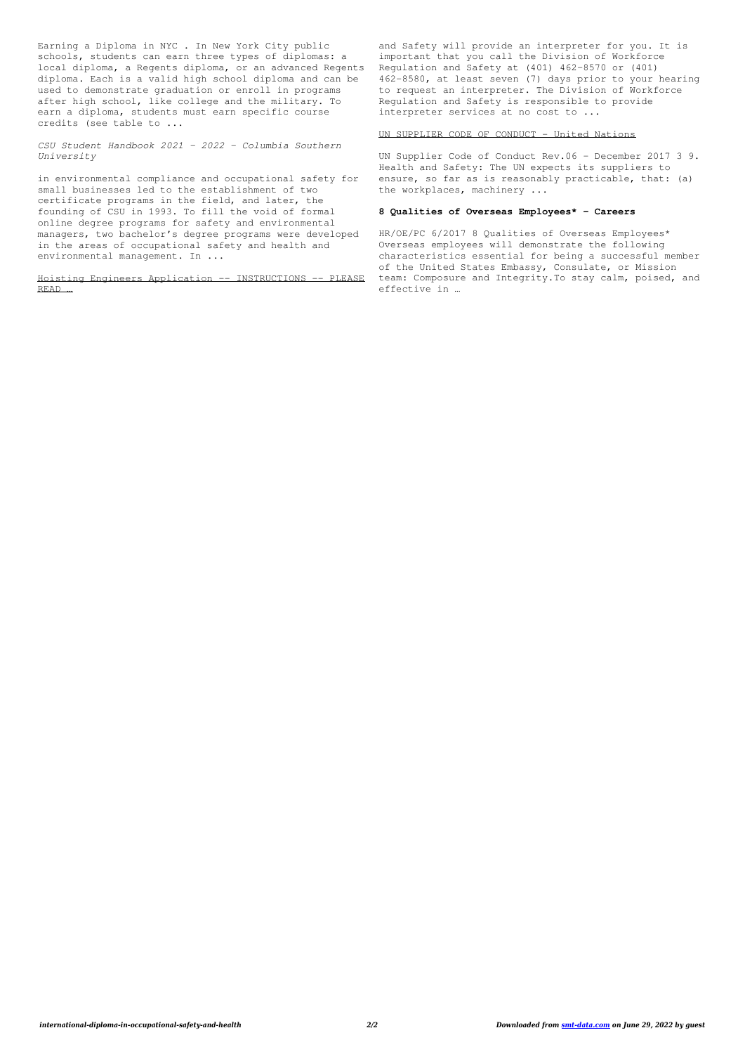Earning a Diploma in NYC . In New York City public schools, students can earn three types of diplomas: a local diploma, a Regents diploma, or an advanced Regents diploma. Each is a valid high school diploma and can be used to demonstrate graduation or enroll in programs after high school, like college and the military. To earn a diploma, students must earn specific course credits (see table to ...

*CSU Student Handbook 2021 - 2022 - Columbia Southern University*

in environmental compliance and occupational safety for small businesses led to the establishment of two certificate programs in the field, and later, the founding of CSU in 1993. To fill the void of formal online degree programs for safety and environmental managers, two bachelor's degree programs were developed in the areas of occupational safety and health and environmental management. In ...

Hoisting Engineers Application -- INSTRUCTIONS -- PLEASE READ …

and Safety will provide an interpreter for you. It is important that you call the Division of Workforce Regulation and Safety at (401) 462-8570 or (401) 462-8580, at least seven (7) days prior to your hearing to request an interpreter. The Division of Workforce Regulation and Safety is responsible to provide interpreter services at no cost to ...

UN SUPPLIER CODE OF CONDUCT - United Nations

UN Supplier Code of Conduct Rev.06 – December 2017 3 9. Health and Safety: The UN expects its suppliers to ensure, so far as is reasonably practicable, that: (a) the workplaces, machinery ...

**8 Qualities of Overseas Employees\* - Careers**

HR/OE/PC 6/2017 8 Qualities of Overseas Employees\* Overseas employees will demonstrate the following characteristics essential for being a successful member of the United States Embassy, Consulate, or Mission team: Composure and Integrity.To stay calm, poised, and effective in …